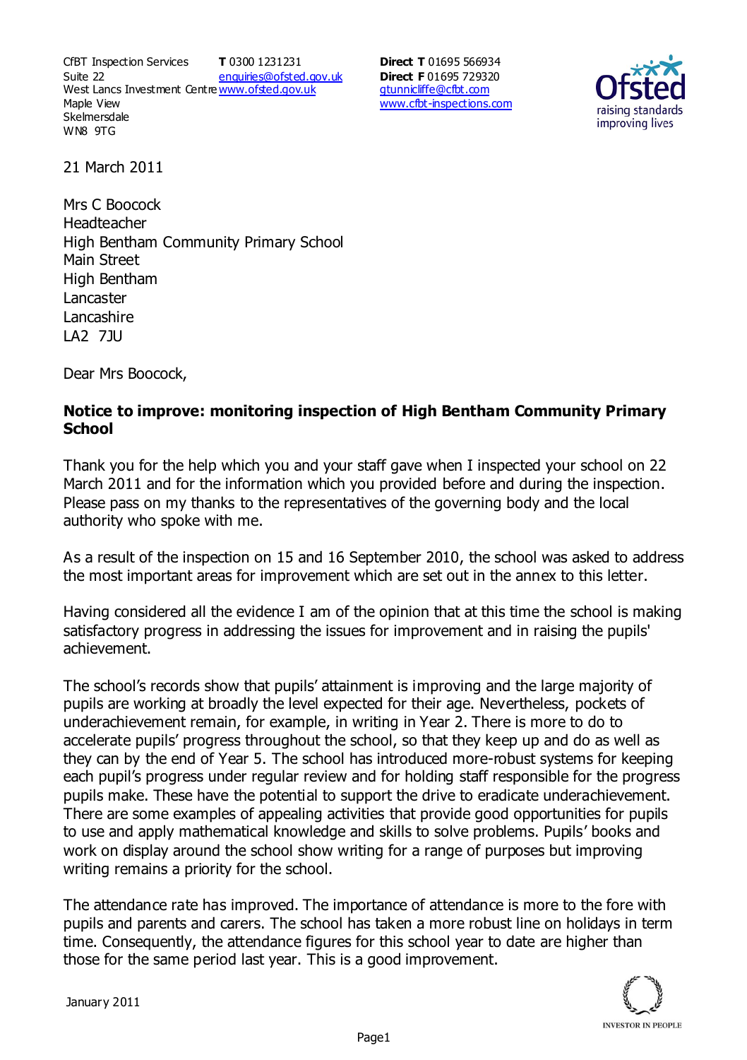CfBT Inspection Services
Suite 22
West Lancs Investment Centre
Maple View
Skelmersdale
WN8 9TG

**T** 0300 1231231
enquiries@ofsted.gov.uk
www.ofsted.gov.uk

**Direct T** 01695 566934
**Direct F** 01695 729320
gtunnicliffe@cfbt.com
www.cfbt-inspections.com

21 March 2011

Mrs C Boocock
Headteacher
High Bentham Community Primary School
Main Street
High Bentham
Lancaster
Lancashire
LA2 7JU

Dear Mrs Boocock,

**Notice to improve: monitoring inspection of High Bentham Community Primary School**

Thank you for the help which you and your staff gave when I inspected your school on 22 March 2011 and for the information which you provided before and during the inspection. Please pass on my thanks to the representatives of the governing body and the local authority who spoke with me.

As a result of the inspection on 15 and 16 September 2010, the school was asked to address the most important areas for improvement which are set out in the annex to this letter.

Having considered all the evidence I am of the opinion that at this time the school is making satisfactory progress in addressing the issues for improvement and in raising the pupils' achievement.

The school's records show that pupils' attainment is improving and the large majority of pupils are working at broadly the level expected for their age. Nevertheless, pockets of underachievement remain, for example, in writing in Year 2. There is more to do to accelerate pupils' progress throughout the school, so that they keep up and do as well as they can by the end of Year 5. The school has introduced more-robust systems for keeping each pupil's progress under regular review and for holding staff responsible for the progress pupils make. These have the potential to support the drive to eradicate underachievement. There are some examples of appealing activities that provide good opportunities for pupils to use and apply mathematical knowledge and skills to solve problems. Pupils' books and work on display around the school show writing for a range of purposes but improving writing remains a priority for the school.

The attendance rate has improved. The importance of attendance is more to the fore with pupils and parents and carers. The school has taken a more robust line on holidays in term time. Consequently, the attendance figures for this school year to date are higher than those for the same period last year. This is a good improvement.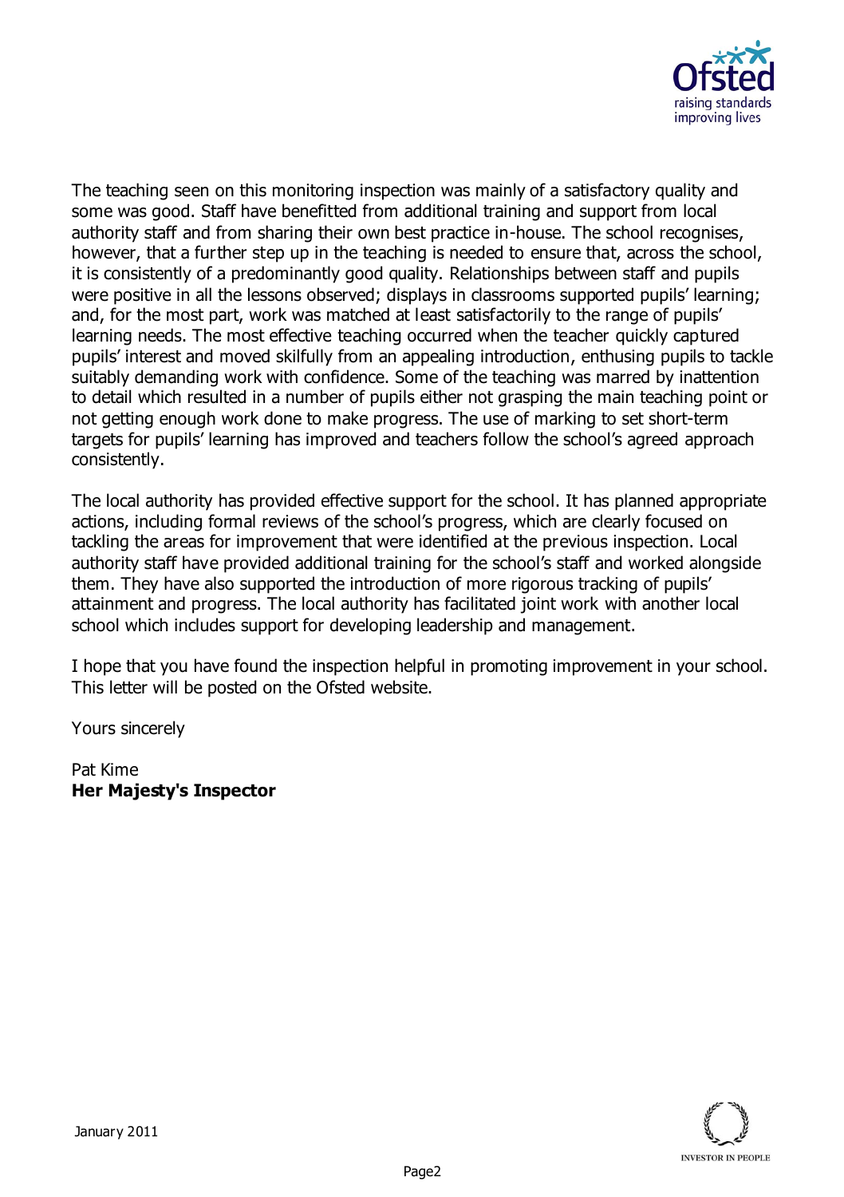The teaching seen on this monitoring inspection was mainly of a satisfactory quality and some was good. Staff have benefitted from additional training and support from local authority staff and from sharing their own best practice in-house. The school recognises, however, that a further step up in the teaching is needed to ensure that, across the school, it is consistently of a predominantly good quality. Relationships between staff and pupils were positive in all the lessons observed; displays in classrooms supported pupils' learning; and, for the most part, work was matched at least satisfactorily to the range of pupils' learning needs. The most effective teaching occurred when the teacher quickly captured pupils' interest and moved skilfully from an appealing introduction, enthusing pupils to tackle suitably demanding work with confidence. Some of the teaching was marred by inattention to detail which resulted in a number of pupils either not grasping the main teaching point or not getting enough work done to make progress. The use of marking to set short-term targets for pupils' learning has improved and teachers follow the school's agreed approach consistently.

The local authority has provided effective support for the school. It has planned appropriate actions, including formal reviews of the school's progress, which are clearly focused on tackling the areas for improvement that were identified at the previous inspection. Local authority staff have provided additional training for the school's staff and worked alongside them. They have also supported the introduction of more rigorous tracking of pupils' attainment and progress. The local authority has facilitated joint work with another local school which includes support for developing leadership and management.

I hope that you have found the inspection helpful in promoting improvement in your school. This letter will be posted on the Ofsted website.

Yours sincerely

Pat Kime
**Her Majesty's Inspector**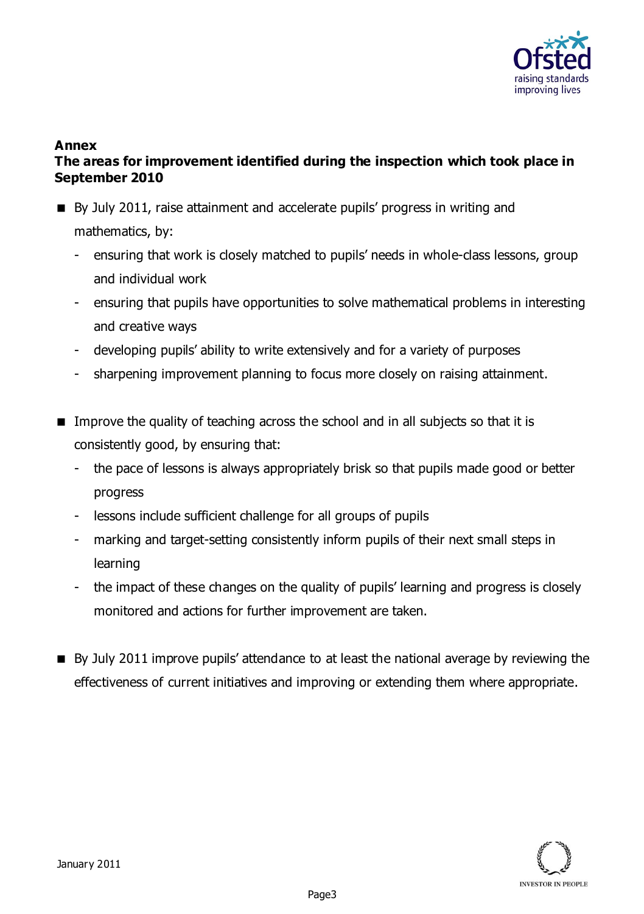**Annex**

**The areas for improvement identified during the inspection which took place in September 2010**

- By July 2011, raise attainment and accelerate pupils' progress in writing and mathematics, by:
  - ensuring that work is closely matched to pupils' needs in whole-class lessons, group and individual work
  - ensuring that pupils have opportunities to solve mathematical problems in interesting and creative ways
  - developing pupils' ability to write extensively and for a variety of purposes
  - sharpening improvement planning to focus more closely on raising attainment.

- Improve the quality of teaching across the school and in all subjects so that it is consistently good, by ensuring that:
  - the pace of lessons is always appropriately brisk so that pupils made good or better progress
  - lessons include sufficient challenge for all groups of pupils
  - marking and target-setting consistently inform pupils of their next small steps in learning
  - the impact of these changes on the quality of pupils' learning and progress is closely monitored and actions for further improvement are taken.

- By July 2011 improve pupils' attendance to at least the national average by reviewing the effectiveness of current initiatives and improving or extending them where appropriate.